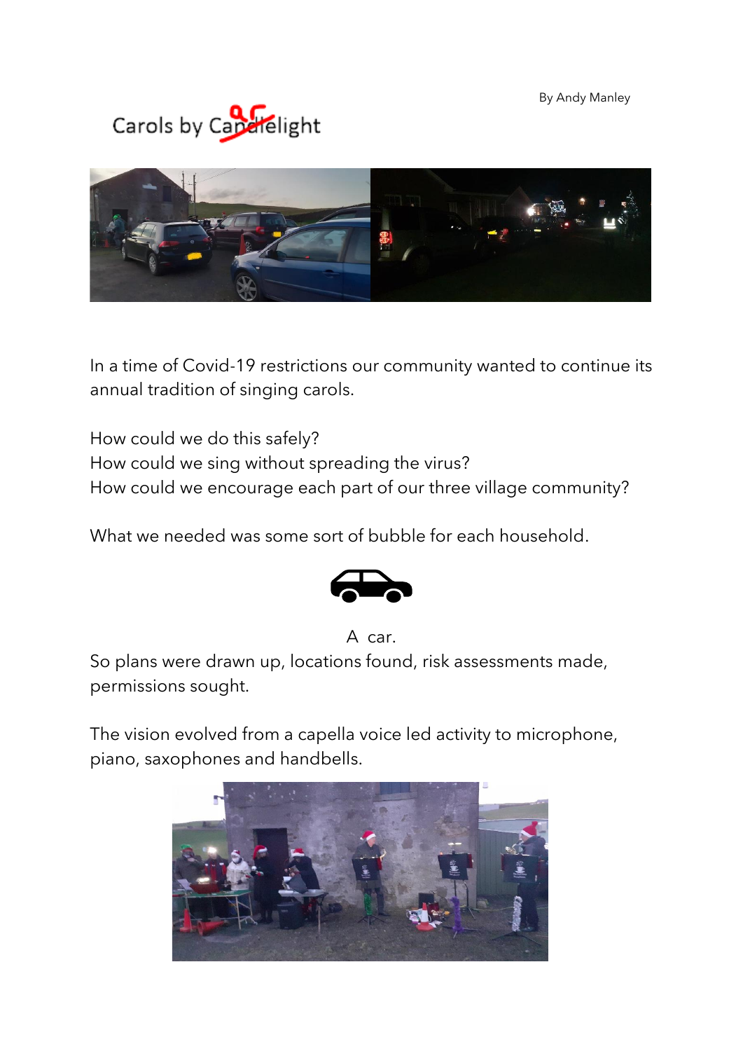By Andy Manley

# Carols by Candlelight

In a time of Covid-19 restrictions our community wanted to continue its annual tradition of singing carols.

How could we do this safely?
How could we sing without spreading the virus?
How could we encourage each part of our three village community?

What we needed was some sort of bubble for each household.

A car.

So plans were drawn up, locations found, risk assessments made, permissions sought.

The vision evolved from a capella voice led activity to microphone, piano, saxophones and handbells.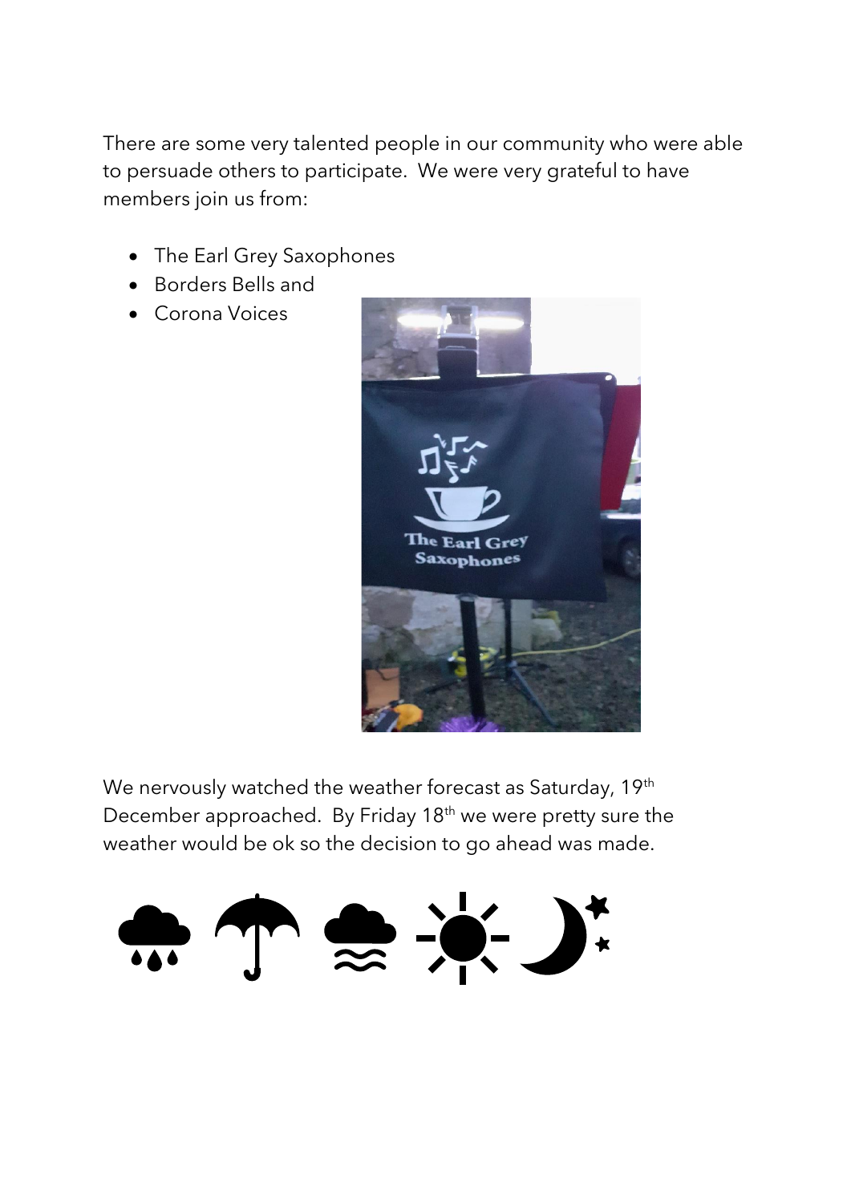There are some very talented people in our community who were able to persuade others to participate. We were very grateful to have members join us from:

- The Earl Grey Saxophones
- Borders Bells and
- Corona Voices

We nervously watched the weather forecast as Saturday, 19th December approached. By Friday 18th we were pretty sure the weather would be ok so the decision to go ahead was made.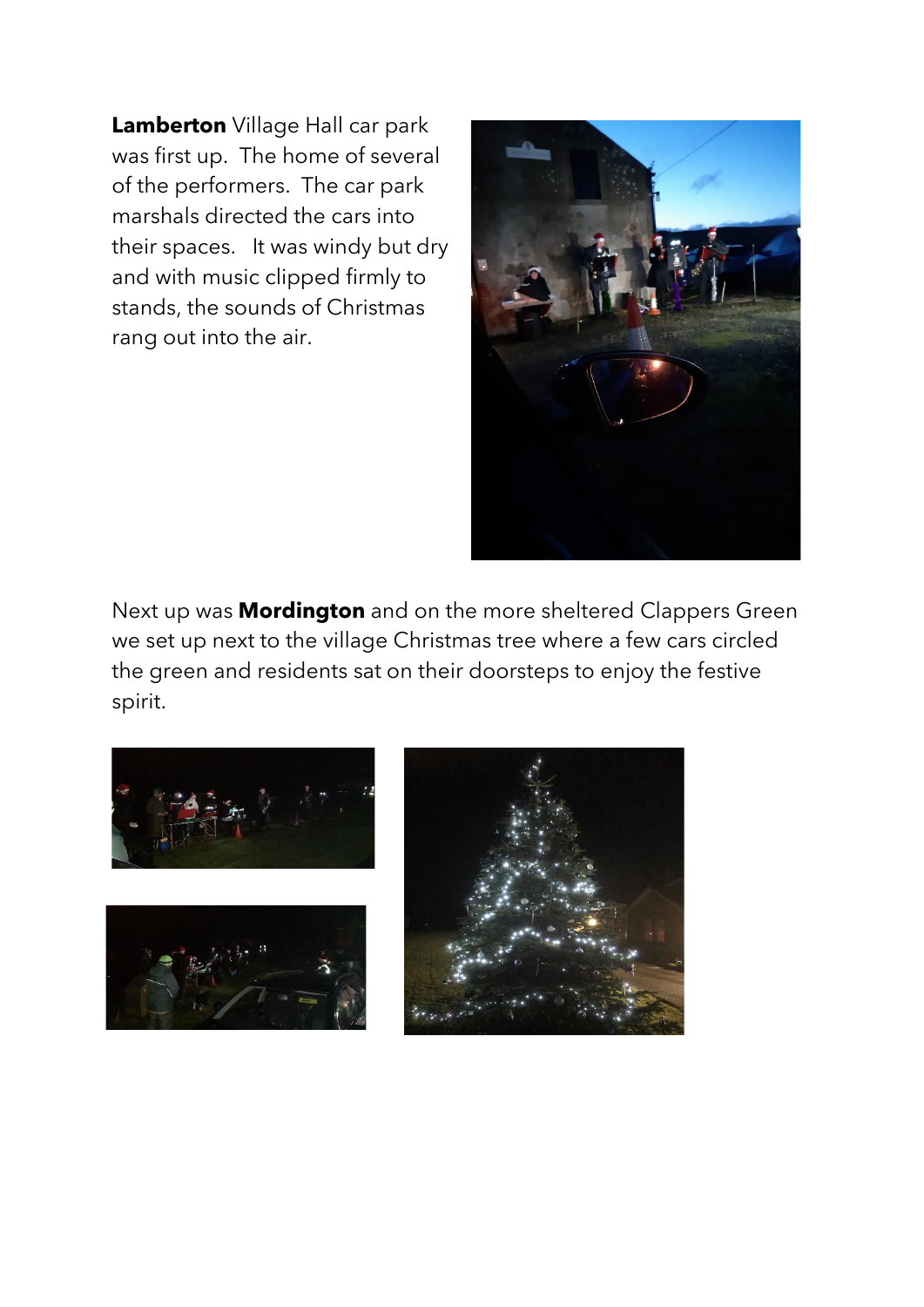**Lamberton** Village Hall car park was first up. The home of several of the performers. The car park marshals directed the cars into their spaces. It was windy but dry and with music clipped firmly to stands, the sounds of Christmas rang out into the air.

Next up was **Mordington** and on the more sheltered Clappers Green we set up next to the village Christmas tree where a few cars circled the green and residents sat on their doorsteps to enjoy the festive spirit.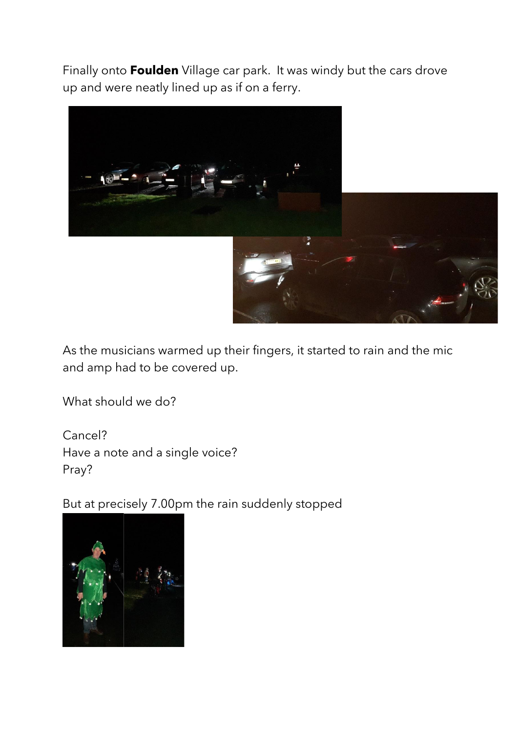Finally onto **Foulden** Village car park. It was windy but the cars drove up and were neatly lined up as if on a ferry.

As the musicians warmed up their fingers, it started to rain and the mic and amp had to be covered up.

What should we do?

Cancel?
Have a note and a single voice?
Pray?

But at precisely 7.00pm the rain suddenly stopped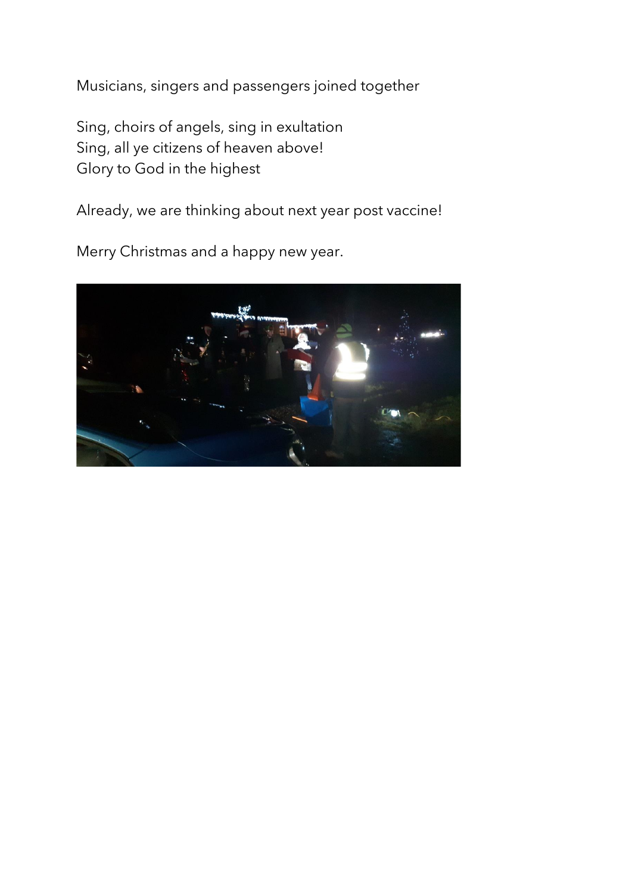Musicians, singers and passengers joined together

Sing, choirs of angels, sing in exultation
Sing, all ye citizens of heaven above!
Glory to God in the highest

Already, we are thinking about next year post vaccine!

Merry Christmas and a happy new year.